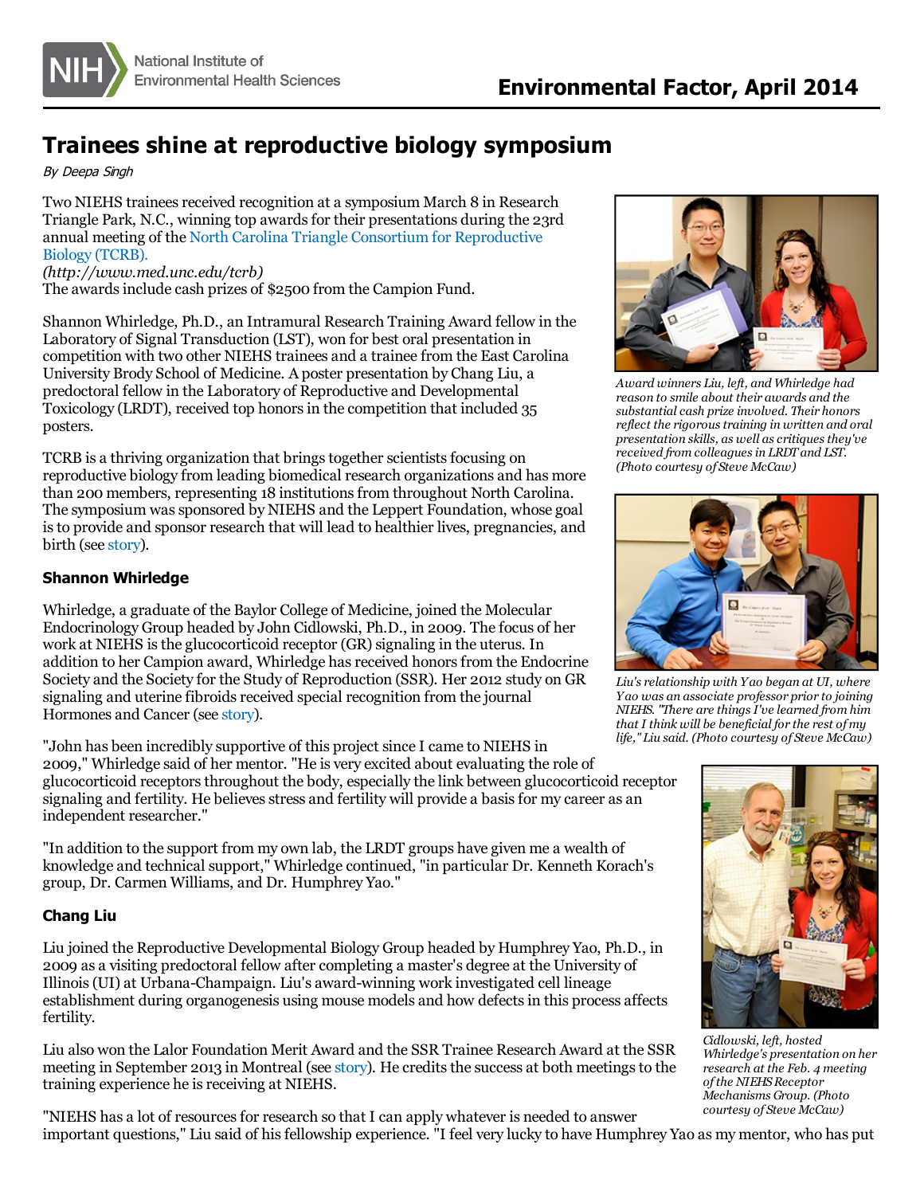# Trainees shine at reproductive biology symposium

*By Deepa Singh*

Two NIEHS trainees received recognition at a symposium March 8 in Research Triangle Park, N.C., winning top awards for their presentations during the 23rd annual meeting of the North Carolina Triangle Consortium for Reproductive Biology (TCRB). *(http://www.med.unc.edu/tcrb)*
The awards include cash prizes of $2500 from the Campion Fund.

Shannon Whirledge, Ph.D., an Intramural Research Training Award fellow in the Laboratory of Signal Transduction (LST), won for best oral presentation in competition with two other NIEHS trainees and a trainee from the East Carolina University Brody School of Medicine. A poster presentation by Chang Liu, a predoctoral fellow in the Laboratory of Reproductive and Developmental Toxicology (LRDT), received top honors in the competition that included 35 posters.

TCRB is a thriving organization that brings together scientists focusing on reproductive biology from leading biomedical research organizations and has more than 200 members, representing 18 institutions from throughout North Carolina. The symposium was sponsored by NIEHS and the Leppert Foundation, whose goal is to provide and sponsor research that will lead to healthier lives, pregnancies, and birth (see story).

*Award winners Liu, left, and Whirledge had reason to smile about their awards and the substantial cash prize involved. Their honors reflect the rigorous training in written and oral presentation skills, as well as critiques they've received from colleagues in LRDT and LST. (Photo courtesy of Steve McCaw)*

*Liu's relationship with Yao began at UI, where Yao was an associate professor prior to joining NIEHS. "There are things I've learned from him that I think will be beneficial for the rest of my life," Liu said. (Photo courtesy of Steve McCaw)*

### Shannon Whirledge

Whirledge, a graduate of the Baylor College of Medicine, joined the Molecular Endocrinology Group headed by John Cidlowski, Ph.D., in 2009. The focus of her work at NIEHS is the glucocorticoid receptor (GR) signaling in the uterus. In addition to her Campion award, Whirledge has received honors from the Endocrine Society and the Society for the Study of Reproduction (SSR). Her 2012 study on GR signaling and uterine fibroids received special recognition from the journal Hormones and Cancer (see story).

"John has been incredibly supportive of this project since I came to NIEHS in 2009," Whirledge said of her mentor. "He is very excited about evaluating the role of glucocorticoid receptors throughout the body, especially the link between glucocorticoid receptor signaling and fertility. He believes stress and fertility will provide a basis for my career as an independent researcher."

"In addition to the support from my own lab, the LRDT groups have given me a wealth of knowledge and technical support," Whirledge continued, "in particular Dr. Kenneth Korach's group, Dr. Carmen Williams, and Dr. Humphrey Yao."

*Cidlowski, left, hosted Whirledge's presentation on her research at the Feb. 4 meeting of the NIEHS Receptor Mechanisms Group. (Photo courtesy of Steve McCaw)*

### Chang Liu

Liu joined the Reproductive Developmental Biology Group headed by Humphrey Yao, Ph.D., in 2009 as a visiting predoctoral fellow after completing a master's degree at the University of Illinois (UI) at Urbana-Champaign. Liu's award-winning work investigated cell lineage establishment during organogenesis using mouse models and how defects in this process affects fertility.

Liu also won the Lalor Foundation Merit Award and the SSR Trainee Research Award at the SSR meeting in September 2013 in Montreal (see story). He credits the success at both meetings to the training experience he is receiving at NIEHS.

"NIEHS has a lot of resources for research so that I can apply whatever is needed to answer important questions," Liu said of his fellowship experience. "I feel very lucky to have Humphrey Yao as my mentor, who has put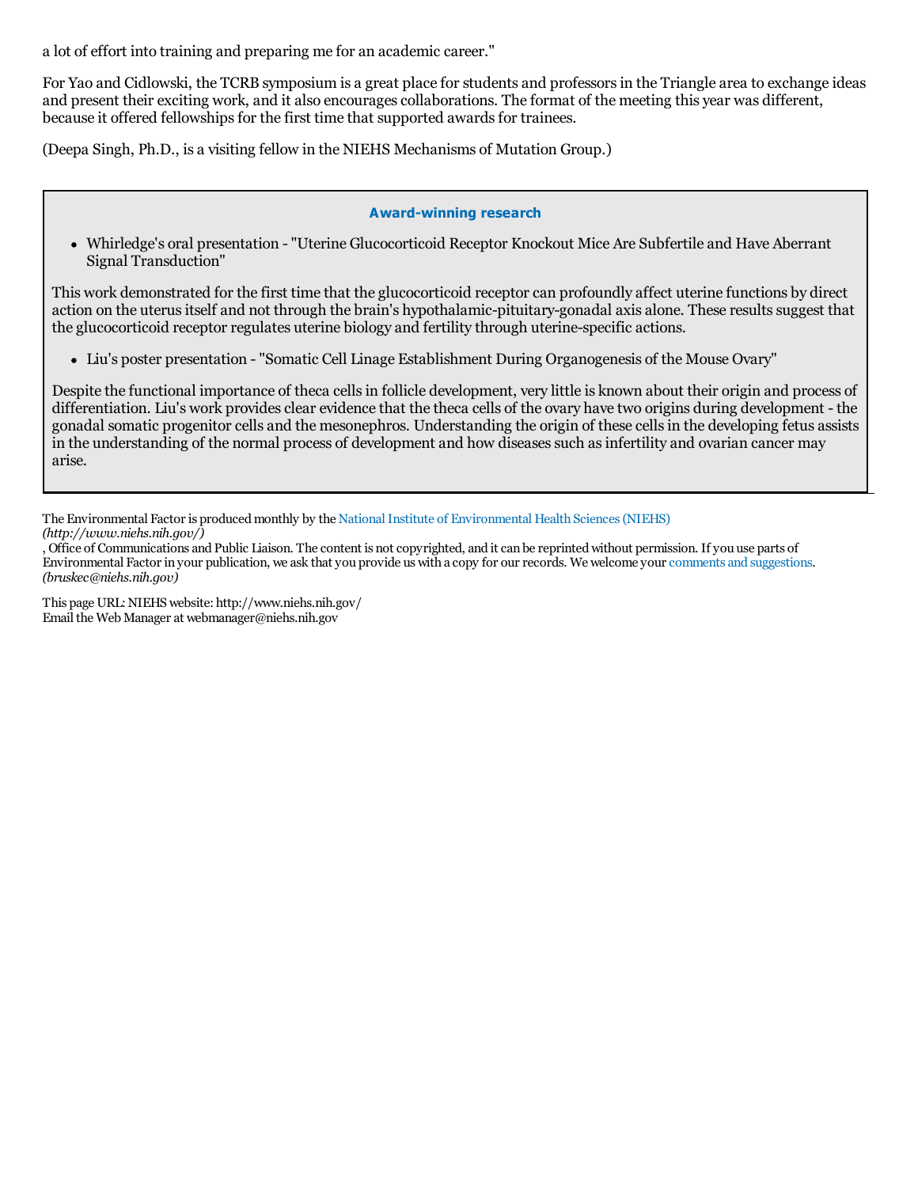a lot of effort into training and preparing me for an academic career."

For Yao and Cidlowski, the TCRB symposium is a great place for students and professors in the Triangle area to exchange ideas and present their exciting work, and it also encourages collaborations. The format of the meeting this year was different, because it offered fellowships for the first time that supported awards for trainees.

(Deepa Singh, Ph.D., is a visiting fellow in the NIEHS Mechanisms of Mutation Group.)

### Award-winning research

- Whirledge's oral presentation - "Uterine Glucocorticoid Receptor Knockout Mice Are Subfertile and Have Aberrant Signal Transduction"

This work demonstrated for the first time that the glucocorticoid receptor can profoundly affect uterine functions by direct action on the uterus itself and not through the brain's hypothalamic-pituitary-gonadal axis alone. These results suggest that the glucocorticoid receptor regulates uterine biology and fertility through uterine-specific actions.

- Liu's poster presentation - "Somatic Cell Linage Establishment During Organogenesis of the Mouse Ovary"

Despite the functional importance of theca cells in follicle development, very little is known about their origin and process of differentiation. Liu's work provides clear evidence that the theca cells of the ovary have two origins during development - the gonadal somatic progenitor cells and the mesonephros. Understanding the origin of these cells in the developing fetus assists in the understanding of the normal process of development and how diseases such as infertility and ovarian cancer may arise.

The Environmental Factor is produced monthly by the National Institute of Environmental Health Sciences (NIEHS) *(http://www.niehs.nih.gov/)*, Office of Communications and Public Liaison. The content is not copyrighted, and it can be reprinted without permission. If you use parts of Environmental Factor in your publication, we ask that you provide us with a copy for our records. We welcome your comments and suggestions. *(bruskec@niehs.nih.gov)*

This page URL: NIEHS website: http://www.niehs.nih.gov/
Email the Web Manager at webmanager@niehs.nih.gov